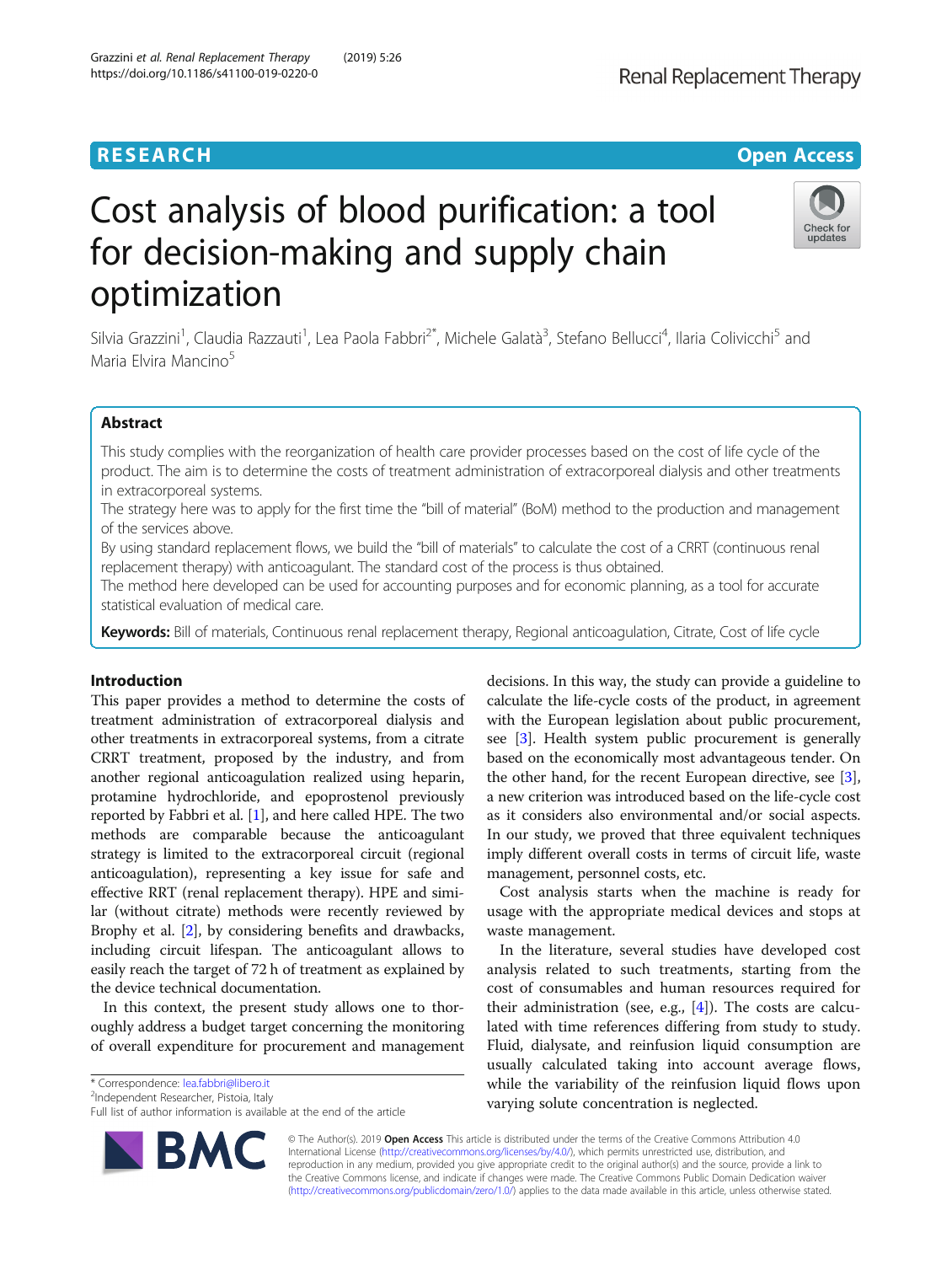RESEARCH

Open Access

# Cost analysis of blood purification: a tool for decision-making and supply chain optimization

Silvia Grazzini[1], Claudia Razzauti[1], Lea Paola Fabbri[2*], Michele Galatà[3], Stefano Bellucci[4], Ilaria Colivicchi[5] and Maria Elvira Mancino[5]

## Abstract

This study complies with the reorganization of health care provider processes based on the cost of life cycle of the product. The aim is to determine the costs of treatment administration of extracorporeal dialysis and other treatments in extracorporeal systems.

The strategy here was to apply for the first time the "bill of material" (BoM) method to the production and management of the services above.

By using standard replacement flows, we build the "bill of materials" to calculate the cost of a CRRT (continuous renal replacement therapy) with anticoagulant. The standard cost of the process is thus obtained.

The method here developed can be used for accounting purposes and for economic planning, as a tool for accurate statistical evaluation of medical care.

**Keywords:** Bill of materials, Continuous renal replacement therapy, Regional anticoagulation, Citrate, Cost of life cycle

## Introduction

This paper provides a method to determine the costs of treatment administration of extracorporeal dialysis and other treatments in extracorporeal systems, from a citrate CRRT treatment, proposed by the industry, and from another regional anticoagulation realized using heparin, protamine hydrochloride, and epoprostenol previously reported by Fabbri et al. [1], and here called HPE. The two methods are comparable because the anticoagulant strategy is limited to the extracorporeal circuit (regional anticoagulation), representing a key issue for safe and effective RRT (renal replacement therapy). HPE and similar (without citrate) methods were recently reviewed by Brophy et al. [2], by considering benefits and drawbacks, including circuit lifespan. The anticoagulant allows to easily reach the target of 72 h of treatment as explained by the device technical documentation.

In this context, the present study allows one to thoroughly address a budget target concerning the monitoring of overall expenditure for procurement and management decisions. In this way, the study can provide a guideline to calculate the life-cycle costs of the product, in agreement with the European legislation about public procurement, see [3]. Health system public procurement is generally based on the economically most advantageous tender. On the other hand, for the recent European directive, see [3], a new criterion was introduced based on the life-cycle cost as it considers also environmental and/or social aspects. In our study, we proved that three equivalent techniques imply different overall costs in terms of circuit life, waste management, personnel costs, etc.

Cost analysis starts when the machine is ready for usage with the appropriate medical devices and stops at waste management.

In the literature, several studies have developed cost analysis related to such treatments, starting from the cost of consumables and human resources required for their administration (see, e.g., [4]). The costs are calculated with time references differing from study to study. Fluid, dialysate, and reinfusion liquid consumption are usually calculated taking into account average flows, while the variability of the reinfusion liquid flows upon varying solute concentration is neglected.

\* Correspondence: lea.fabbri@libero.it
[2]Independent Researcher, Pistoia, Italy
Full list of author information is available at the end of the article

© The Author(s). 2019 **Open Access** This article is distributed under the terms of the Creative Commons Attribution 4.0 International License (http://creativecommons.org/licenses/by/4.0/), which permits unrestricted use, distribution, and reproduction in any medium, provided you give appropriate credit to the original author(s) and the source, provide a link to the Creative Commons license, and indicate if changes were made. The Creative Commons Public Domain Dedication waiver (http://creativecommons.org/publicdomain/zero/1.0/) applies to the data made available in this article, unless otherwise stated.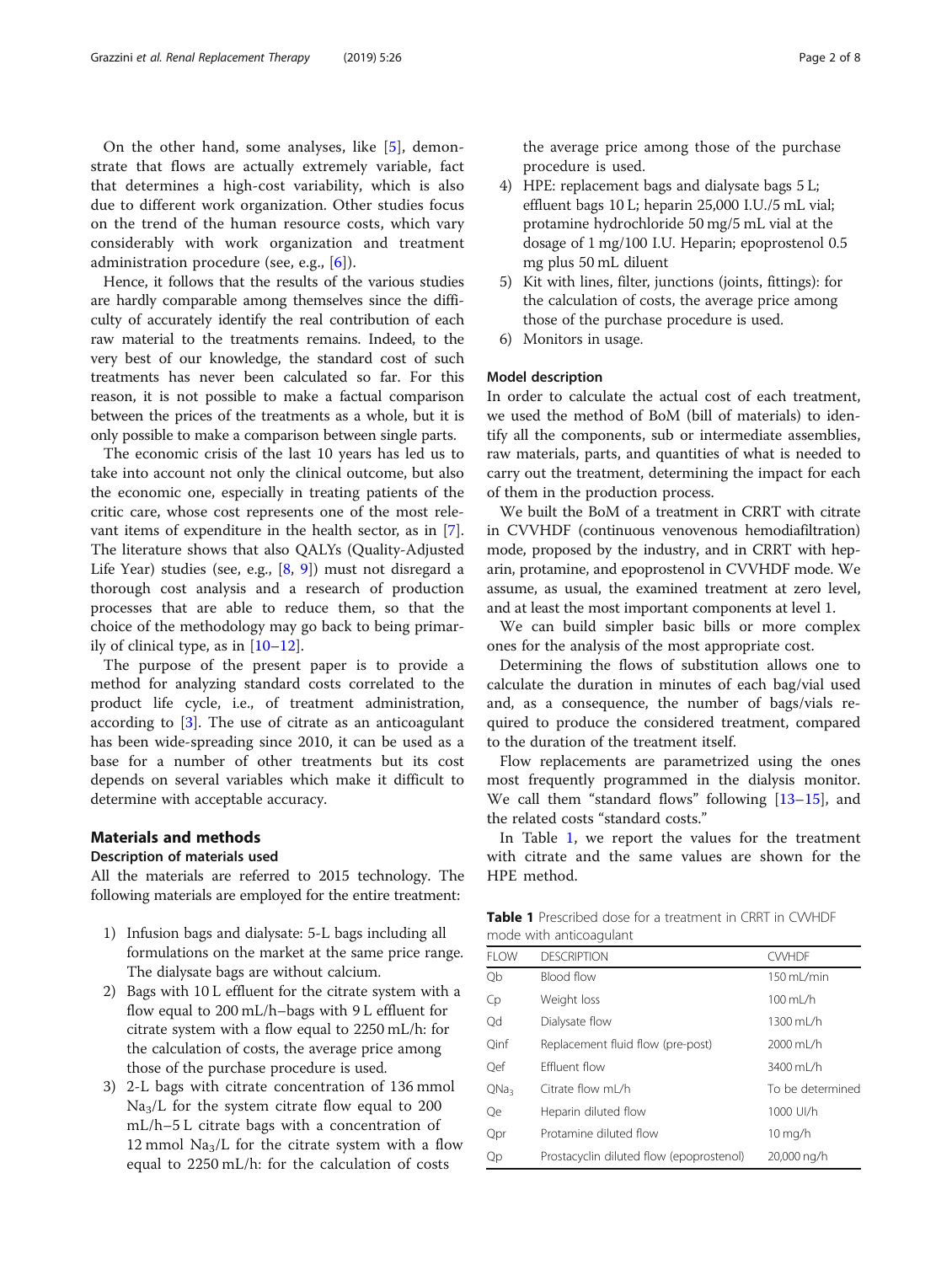On the other hand, some analyses, like [5], demonstrate that flows are actually extremely variable, fact that determines a high-cost variability, which is also due to different work organization. Other studies focus on the trend of the human resource costs, which vary considerably with work organization and treatment administration procedure (see, e.g., [6]).

Hence, it follows that the results of the various studies are hardly comparable among themselves since the difficulty of accurately identify the real contribution of each raw material to the treatments remains. Indeed, to the very best of our knowledge, the standard cost of such treatments has never been calculated so far. For this reason, it is not possible to make a factual comparison between the prices of the treatments as a whole, but it is only possible to make a comparison between single parts.

The economic crisis of the last 10 years has led us to take into account not only the clinical outcome, but also the economic one, especially in treating patients of the critic care, whose cost represents one of the most relevant items of expenditure in the health sector, as in [7]. The literature shows that also QALYs (Quality-Adjusted Life Year) studies (see, e.g., [8, 9]) must not disregard a thorough cost analysis and a research of production processes that are able to reduce them, so that the choice of the methodology may go back to being primarily of clinical type, as in [10–12].

The purpose of the present paper is to provide a method for analyzing standard costs correlated to the product life cycle, i.e., of treatment administration, according to [3]. The use of citrate as an anticoagulant has been wide-spreading since 2010, it can be used as a base for a number of other treatments but its cost depends on several variables which make it difficult to determine with acceptable accuracy.

## Materials and methods

### Description of materials used

All the materials are referred to 2015 technology. The following materials are employed for the entire treatment:

1) Infusion bags and dialysate: 5-L bags including all formulations on the market at the same price range. The dialysate bags are without calcium.
2) Bags with 10 L effluent for the citrate system with a flow equal to 200 mL/h–bags with 9 L effluent for citrate system with a flow equal to 2250 mL/h: for the calculation of costs, the average price among those of the purchase procedure is used.
3) 2-L bags with citrate concentration of 136 mmol $Na_3$/L for the system citrate flow equal to 200 mL/h–5 L citrate bags with a concentration of 12 mmol $Na_3$/L for the citrate system with a flow equal to 2250 mL/h: for the calculation of costs the average price among those of the purchase procedure is used.
4) HPE: replacement bags and dialysate bags 5 L; effluent bags 10 L; heparin 25,000 I.U./5 mL vial; protamine hydrochloride 50 mg/5 mL vial at the dosage of 1 mg/100 I.U. Heparin; epoprostenol 0.5 mg plus 50 mL diluent
5) Kit with lines, filter, junctions (joints, fittings): for the calculation of costs, the average price among those of the purchase procedure is used.
6) Monitors in usage.

### Model description

In order to calculate the actual cost of each treatment, we used the method of BoM (bill of materials) to identify all the components, sub or intermediate assemblies, raw materials, parts, and quantities of what is needed to carry out the treatment, determining the impact for each of them in the production process.

We built the BoM of a treatment in CRRT with citrate in CVVHDF (continuous venovenous hemodiafiltration) mode, proposed by the industry, and in CRRT with heparin, protamine, and epoprostenol in CVVHDF mode. We assume, as usual, the examined treatment at zero level, and at least the most important components at level 1.

We can build simpler basic bills or more complex ones for the analysis of the most appropriate cost.

Determining the flows of substitution allows one to calculate the duration in minutes of each bag/vial used and, as a consequence, the number of bags/vials required to produce the considered treatment, compared to the duration of the treatment itself.

Flow replacements are parametrized using the ones most frequently programmed in the dialysis monitor. We call them "standard flows" following [13–15], and the related costs "standard costs."

In Table 1, we report the values for the treatment with citrate and the same values are shown for the HPE method.

**Table 1** Prescribed dose for a treatment in CRRT in CVVHDF mode with anticoagulant

| FLOW | DESCRIPTION | CVVHDF |
|---|---|---|
| Qb | Blood flow | 150 mL/min |
| Cp | Weight loss | 100 mL/h |
| Qd | Dialysate flow | 1300 mL/h |
| Qinf | Replacement fluid flow (pre-post) | 2000 mL/h |
| Qef | Effluent flow | 3400 mL/h |
| $QNa_3$ | Citrate flow mL/h | To be determined |
| Qe | Heparin diluted flow | 1000 UI/h |
| Qpr | Protamine diluted flow | 10 mg/h |
| Qp | Prostacyclin diluted flow (epoprostenol) | 20,000 ng/h |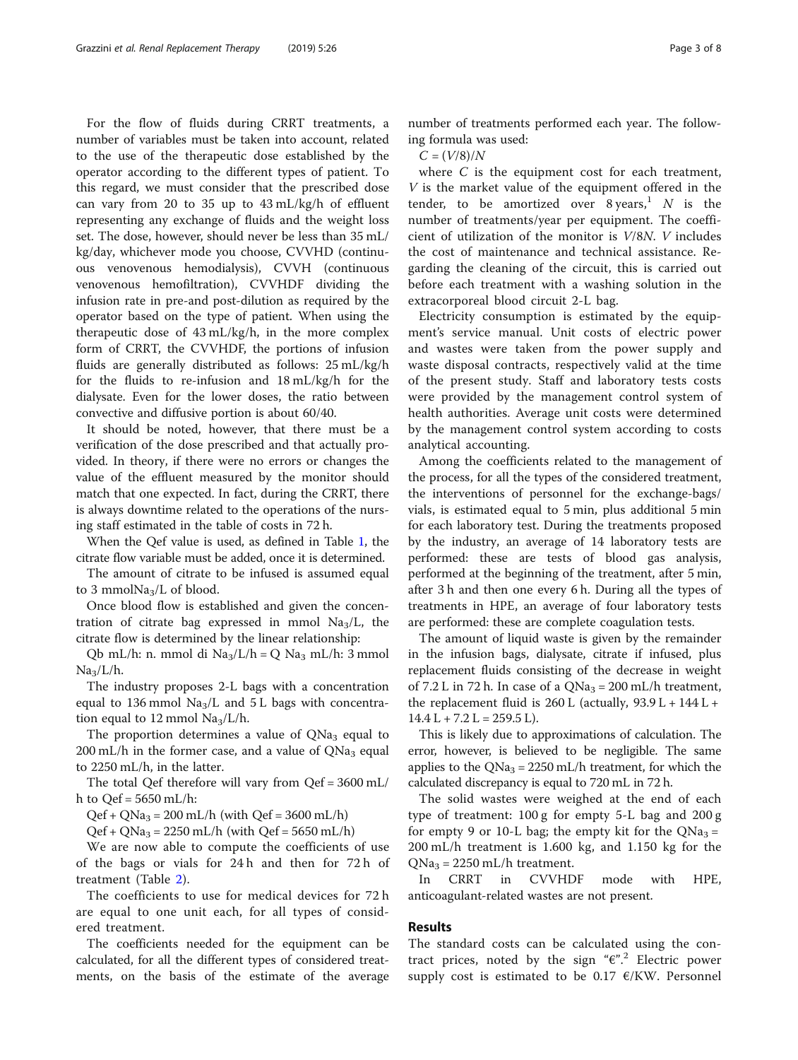For the flow of fluids during CRRT treatments, a number of variables must be taken into account, related to the use of the therapeutic dose established by the operator according to the different types of patient. To this regard, we must consider that the prescribed dose can vary from 20 to 35 up to 43 mL/kg/h of effluent representing any exchange of fluids and the weight loss set. The dose, however, should never be less than 35 mL/kg/day, whichever mode you choose, CVVHD (continuous venovenous hemodialysis), CVVH (continuous venovenous hemofiltration), CVVHDF dividing the infusion rate in pre-and post-dilution as required by the operator based on the type of patient. When using the therapeutic dose of 43 mL/kg/h, in the more complex form of CRRT, the CVVHDF, the portions of infusion fluids are generally distributed as follows: 25 mL/kg/h for the fluids to re-infusion and 18 mL/kg/h for the dialysate. Even for the lower doses, the ratio between convective and diffusive portion is about 60/40.

It should be noted, however, that there must be a verification of the dose prescribed and that actually provided. In theory, if there were no errors or changes the value of the effluent measured by the monitor should match that one expected. In fact, during the CRRT, there is always downtime related to the operations of the nursing staff estimated in the table of costs in 72 h.

When the Qef value is used, as defined in Table 1, the citrate flow variable must be added, once it is determined.

The amount of citrate to be infused is assumed equal to 3 mmol$Na_3$/L of blood.

Once blood flow is established and given the concentration of citrate bag expressed in mmol $Na_3$/L, the citrate flow is determined by the linear relationship:

Qb mL/h: n. mmol di $Na_3$/L/h = Q $Na_3$ mL/h: 3 mmol $Na_3$/L/h.

The industry proposes 2-L bags with a concentration equal to 136 mmol $Na_3$/L and 5 L bags with concentration equal to 12 mmol $Na_3$/L/h.

The proportion determines a value of $QNa_3$ equal to 200 mL/h in the former case, and a value of $QNa_3$ equal to 2250 mL/h, in the latter.

The total Qef therefore will vary from Qef = 3600 mL/h to Qef = 5650 mL/h:

Qef + $QNa_3$ = 200 mL/h (with Qef = 3600 mL/h)

Qef + $QNa_3$ = 2250 mL/h (with Qef = 5650 mL/h)

We are now able to compute the coefficients of use of the bags or vials for 24 h and then for 72 h of treatment (Table 2).

The coefficients to use for medical devices for 72 h are equal to one unit each, for all types of considered treatment.

The coefficients needed for the equipment can be calculated, for all the different types of considered treatments, on the basis of the estimate of the average number of treatments performed each year. The following formula was used:

$C = (V/8)/N$

where $C$ is the equipment cost for each treatment, $V$ is the market value of the equipment offered in the tender, to be amortized over 8 years,[1] $N$ is the number of treatments/year per equipment. The coefficient of utilization of the monitor is $V/8N$. $V$ includes the cost of maintenance and technical assistance. Regarding the cleaning of the circuit, this is carried out before each treatment with a washing solution in the extracorporeal blood circuit 2-L bag.

Electricity consumption is estimated by the equipment's service manual. Unit costs of electric power and wastes were taken from the power supply and waste disposal contracts, respectively valid at the time of the present study. Staff and laboratory tests costs were provided by the management control system of health authorities. Average unit costs were determined by the management control system according to costs analytical accounting.

Among the coefficients related to the management of the process, for all the types of the considered treatment, the interventions of personnel for the exchange-bags/vials, is estimated equal to 5 min, plus additional 5 min for each laboratory test. During the treatments proposed by the industry, an average of 14 laboratory tests are performed: these are tests of blood gas analysis, performed at the beginning of the treatment, after 5 min, after 3 h and then one every 6 h. During all the types of treatments in HPE, an average of four laboratory tests are performed: these are complete coagulation tests.

The amount of liquid waste is given by the remainder in the infusion bags, dialysate, citrate if infused, plus replacement fluids consisting of the decrease in weight of 7.2 L in 72 h. In case of a $QNa_3$ = 200 mL/h treatment, the replacement fluid is 260 L (actually, 93.9 L + 144 L + 14.4 L + 7.2 L = 259.5 L).

This is likely due to approximations of calculation. The error, however, is believed to be negligible. The same applies to the $QNa_3$ = 2250 mL/h treatment, for which the calculated discrepancy is equal to 720 mL in 72 h.

The solid wastes were weighed at the end of each type of treatment: 100 g for empty 5-L bag and 200 g for empty 9 or 10-L bag; the empty kit for the $QNa_3$ = 200 mL/h treatment is 1.600 kg, and 1.150 kg for the $QNa_3$ = 2250 mL/h treatment.

In CRRT in CVVHDF mode with HPE, anticoagulant-related wastes are not present.

## Results

The standard costs can be calculated using the contract prices, noted by the sign "€".[2] Electric power supply cost is estimated to be 0.17 €/KW. Personnel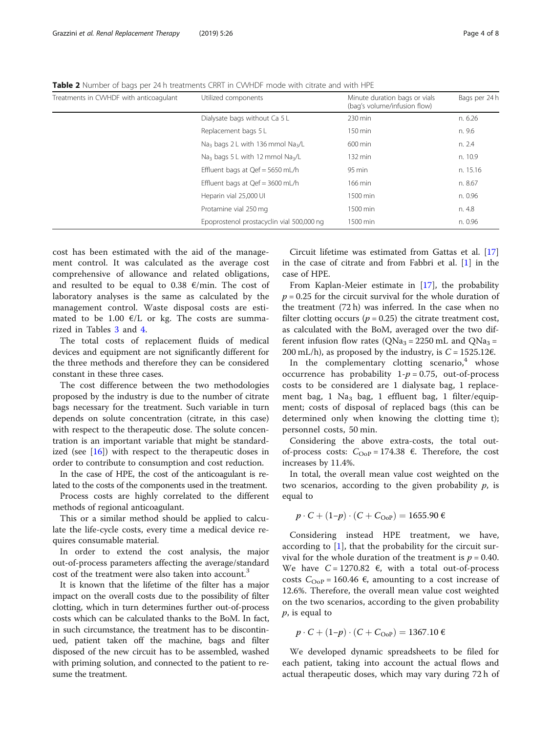**Table 2** Number of bags per 24 h treatments CRRT in CVVHDF mode with citrate and with HPE

| Treatments in CVVHDF with anticoagulant | Utilized components | Minute duration bags or vials (bag's volume/infusion flow) | Bags per 24 h |
|---|---|---|---|
| | Dialysate bags without Ca 5 L | 230 min | n. 6.26 |
| | Replacement bags 5 L | 150 min | n. 9.6 |
| | $Na_3$ bags 2 L with 136 mmol $Na_3$/L | 600 min | n. 2.4 |
| | $Na_3$ bags 5 L with 12 mmol $Na_3$/L | 132 min | n. 10.9 |
| | Effluent bags at Qef = 5650 mL/h | 95 min | n. 15.16 |
| | Effluent bags at Qef = 3600 mL/h | 166 min | n. 8.67 |
| | Heparin vial 25,000 UI | 1500 min | n. 0.96 |
| | Protamine vial 250 mg | 1500 min | n. 4.8 |
| | Epoprostenol prostacyclin vial 500,000 ng | 1500 min | n. 0.96 |

cost has been estimated with the aid of the management control. It was calculated as the average cost comprehensive of allowance and related obligations, and resulted to be equal to 0.38 €/min. The cost of laboratory analyses is the same as calculated by the management control. Waste disposal costs are estimated to be 1.00 €/L or kg. The costs are summarized in Tables 3 and 4.

The total costs of replacement fluids of medical devices and equipment are not significantly different for the three methods and therefore they can be considered constant in these three cases.

The cost difference between the two methodologies proposed by the industry is due to the number of citrate bags necessary for the treatment. Such variable in turn depends on solute concentration (citrate, in this case) with respect to the therapeutic dose. The solute concentration is an important variable that might be standardized (see [16]) with respect to the therapeutic doses in order to contribute to consumption and cost reduction.

In the case of HPE, the cost of the anticoagulant is related to the costs of the components used in the treatment.

Process costs are highly correlated to the different methods of regional anticoagulant.

This or a similar method should be applied to calculate the life-cycle costs, every time a medical device requires consumable material.

In order to extend the cost analysis, the major out-of-process parameters affecting the average/standard cost of the treatment were also taken into account.[3]

It is known that the lifetime of the filter has a major impact on the overall costs due to the possibility of filter clotting, which in turn determines further out-of-process costs which can be calculated thanks to the BoM. In fact, in such circumstance, the treatment has to be discontinued, patient taken off the machine, bags and filter disposed of the new circuit has to be assembled, washed with priming solution, and connected to the patient to resume the treatment.

Circuit lifetime was estimated from Gattas et al. [17] in the case of citrate and from Fabbri et al. [1] in the case of HPE.

From Kaplan-Meier estimate in [17], the probability $p = 0.25$ for the circuit survival for the whole duration of the treatment (72 h) was inferred. In the case when no filter clotting occurs ($p = 0.25$) the citrate treatment cost, as calculated with the BoM, averaged over the two different infusion flow rates ($QNa_3 = 2250$ mL and $QNa_3 = 200$ mL/h), as proposed by the industry, is $C = 1525.12$€.

In the complementary clotting scenario,[4] whose occurrence has probability $1\text{-}p = 0.75$, out-of-process costs to be considered are 1 dialysate bag, 1 replacement bag, 1 $Na_3$ bag, 1 effluent bag, 1 filter/equipment; costs of disposal of replaced bags (this can be determined only when knowing the clotting time t); personnel costs, 50 min.

Considering the above extra-costs, the total out-of-process costs: $C_{OoP} = 174.38$ €. Therefore, the cost increases by 11.4%.

In total, the overall mean value cost weighted on the two scenarios, according to the given probability $p$, is equal to

$$p \cdot C + (1\text{–}p) \cdot (C + C_{OoP}) = 1655.90\ €$$

Considering instead HPE treatment, we have, according to [1], that the probability for the circuit survival for the whole duration of the treatment is $p = 0.40$. We have $C = 1270.82$ €, with a total out-of-process costs $C_{OoP} = 160.46$ €, amounting to a cost increase of 12.6%. Therefore, the overall mean value cost weighted on the two scenarios, according to the given probability $p$, is equal to

$$p \cdot C + (1\text{–}p) \cdot (C + C_{OoP}) = 1367.10\ €$$

We developed dynamic spreadsheets to be filed for each patient, taking into account the actual flows and actual therapeutic doses, which may vary during 72 h of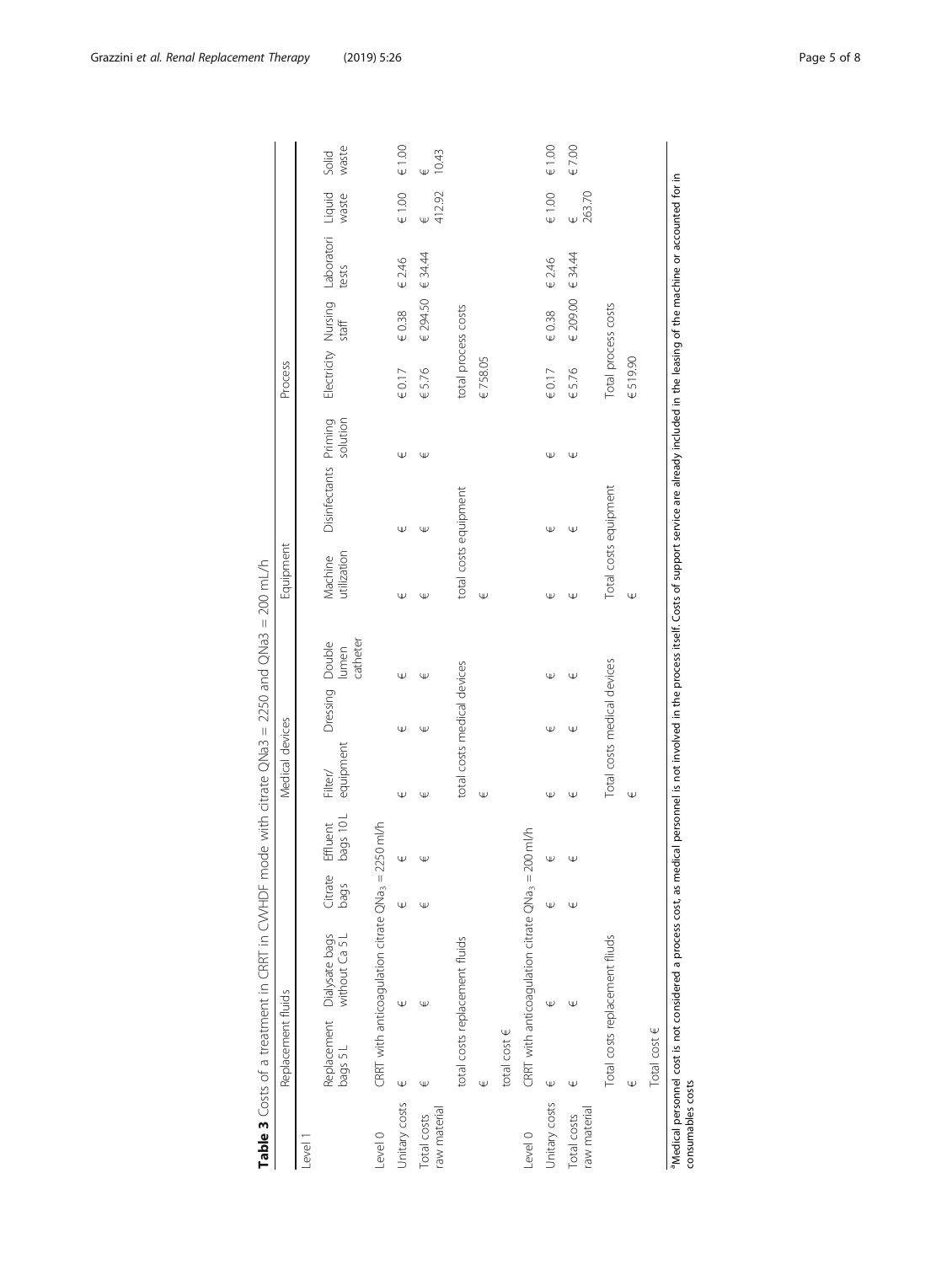**Table 3** Costs of a treatment in CRRT in CWHDF mode with citrate QNa3 = 2250 and QNa3 = 200 mL/h

| | Replacement fluids | | | | Medical devices | | | Equipment | | | Process | | | | |
|---|---|---|---|---|---|---|---|---|---|---|---|---|---|---|---|
| Level 1 | Replacement bags 5 L | Dialysate bags without Ca 5 L | Citrate bags | Effluent bags 10 L | Filter/ equipment | Dressing | Double lumen catheter | Machine utilization | Disinfectants | Priming solution | Electricity | Nursing staff | Laboratori tests | Liquid waste | Solid waste |
| Level 0 | CRRT with anticoagulation citrate $QNa_3$ = 2250 ml/h | | | | | | | | | | | | | | |
| Unitary costs | € | € | € | € | € | € | € | € | € | € | € 0.17 | € 0.38 | € 2.46 | € 1.00 | € 1.00 |
| Total costs raw material | € | € | € | € | € | € | € | € | € | € | € 5.76 | € 294.50 | € 34.44 | € 412.92 | € 10.43 |
| | total costs replacement fluids | | | | total costs medical devices | | | total costs equipment | | | total process costs | | | | |
| | € | | | | € | | | € | | | € 758.05 | | | | |
| | total cost € | | | | | | | | | | | | | | |
| Level 0 | CRRT with anticoagulation citrate $QNa_3$ = 200 ml/h | | | | | | | | | | | | | | |
| Unitary costs | € | € | € | € | € | € | € | € | € | € | € 0.17 | € 0.38 | € 2.46 | € 1.00 | € 1.00 |
| Total costs raw material | € | € | € | € | € | € | € | € | € | € | € 5.76 | € 209.00 | € 34.44 | € 263.70 | € 7.00 |
| | Total costs replacement fluids | | | | Total costs medical devices | | | Total costs equipment | | | Total process costs | | | | |
| | € | | | | € | | | € | | | € 519.90 | | | | |
| | Total cost € | | | | | | | | | | | | | | |

[a]Medical personnel cost is not considered a process cost, as medical personnel is not involved in the process itself. Costs of support service are already included in the leasing of the machine or accounted for in consumables costs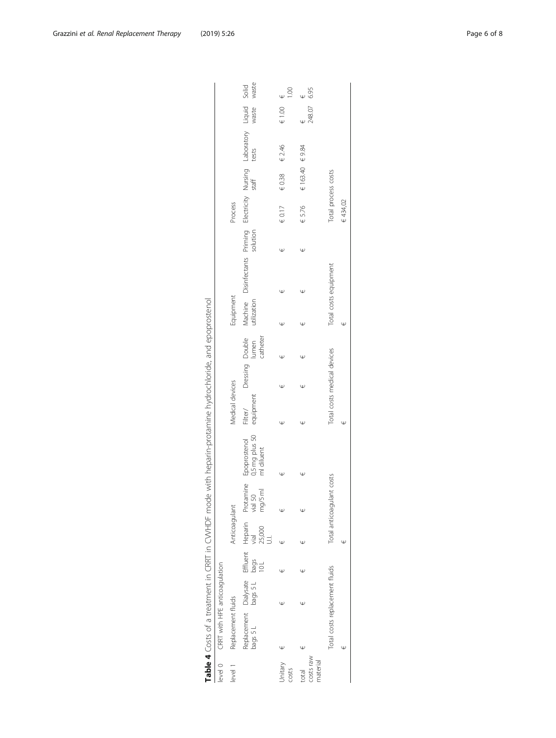**Table 4** Costs of a treatment in CRRT in CVVHDF mode with heparin-protamine hydrochloride, and epoprostenol

| level 0 | CRRT with HPE anticoagulation | | | | | | | | | | | | | | | | | | |
|---|---|---|---|---|---|---|---|---|---|---|---|---|---|---|---|---|---|---|---|
| level 1 | Replacement fluids | | | Anticoagulant | | | Medical devices | | | Equipment | | | Process | | | | | | |
| | Replacement bags 5 L | Dialysate bags 5 L | Effluent bags 10 L | Heparin vial 25,000 U.I. | Protamine vial 50 mg/5 ml | Epoprostenol 0.5 mg plus 50 ml diluent | Filter/ equipment | Dressing | Double lumen catheter | Machine utilization | Disinfectants | Priming solution | Electricity | Nursing staff | Laboratory tests | Liquid waste | Solid waste | | |
| Unitary costs | € | € | € | € | € | € | € | € | € | € | € | € | € 0.17 | € 0.38 | € 2.46 | € 1.00 | € 1.00 | | |
| total costs raw material | € | € | € | € | € | € | € | € | € | € | € | € | € 5.76 | € 163.40 | € 9.84 | € 248.07 | € 6.95 | | |
| | Total costs replacement fluids | | | Total anticoagulant costs | | | Total costs medical devices | | | Total costs equipment | | | Total process costs | | | | | | |
| | € | | | € | | | € | | | € | | | € 434,02 | | | | | | |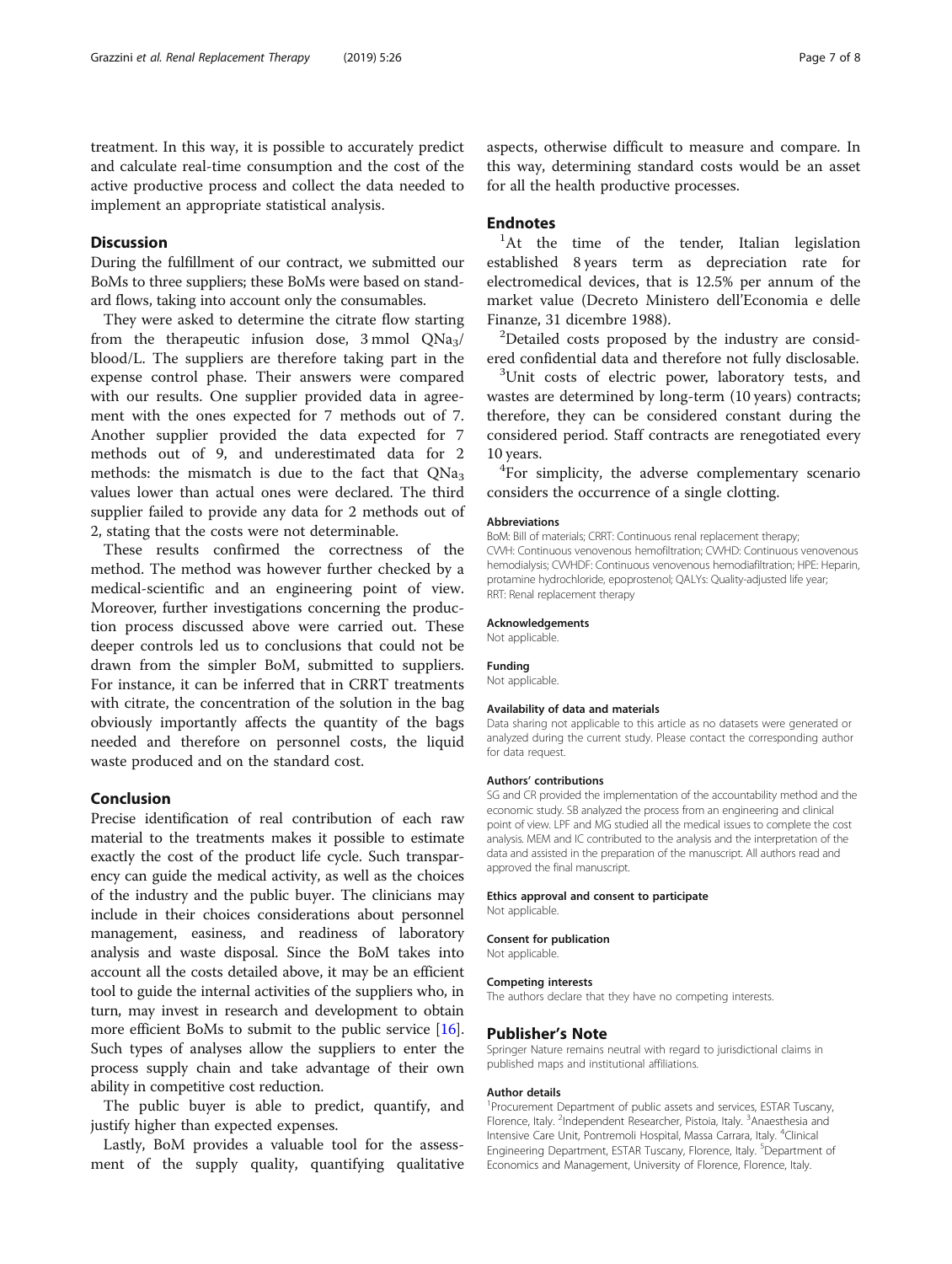treatment. In this way, it is possible to accurately predict and calculate real-time consumption and the cost of the active productive process and collect the data needed to implement an appropriate statistical analysis.

## Discussion

During the fulfillment of our contract, we submitted our BoMs to three suppliers; these BoMs were based on standard flows, taking into account only the consumables.

They were asked to determine the citrate flow starting from the therapeutic infusion dose, 3 mmol $QNa_3$/blood/L. The suppliers are therefore taking part in the expense control phase. Their answers were compared with our results. One supplier provided data in agreement with the ones expected for 7 methods out of 7. Another supplier provided the data expected for 7 methods out of 9, and underestimated data for 2 methods: the mismatch is due to the fact that $QNa_3$ values lower than actual ones were declared. The third supplier failed to provide any data for 2 methods out of 2, stating that the costs were not determinable.

These results confirmed the correctness of the method. The method was however further checked by a medical-scientific and an engineering point of view. Moreover, further investigations concerning the production process discussed above were carried out. These deeper controls led us to conclusions that could not be drawn from the simpler BoM, submitted to suppliers. For instance, it can be inferred that in CRRT treatments with citrate, the concentration of the solution in the bag obviously importantly affects the quantity of the bags needed and therefore on personnel costs, the liquid waste produced and on the standard cost.

## Conclusion

Precise identification of real contribution of each raw material to the treatments makes it possible to estimate exactly the cost of the product life cycle. Such transparency can guide the medical activity, as well as the choices of the industry and the public buyer. The clinicians may include in their choices considerations about personnel management, easiness, and readiness of laboratory analysis and waste disposal. Since the BoM takes into account all the costs detailed above, it may be an efficient tool to guide the internal activities of the suppliers who, in turn, may invest in research and development to obtain more efficient BoMs to submit to the public service [16]. Such types of analyses allow the suppliers to enter the process supply chain and take advantage of their own ability in competitive cost reduction.

The public buyer is able to predict, quantify, and justify higher than expected expenses.

Lastly, BoM provides a valuable tool for the assessment of the supply quality, quantifying qualitative aspects, otherwise difficult to measure and compare. In this way, determining standard costs would be an asset for all the health productive processes.

## Endnotes

[1] At the time of the tender, Italian legislation established 8 years term as depreciation rate for electromedical devices, that is 12.5% per annum of the market value (Decreto Ministero dell'Economia e delle Finanze, 31 dicembre 1988).

[2] Detailed costs proposed by the industry are considered confidential data and therefore not fully disclosable.

[3] Unit costs of electric power, laboratory tests, and wastes are determined by long-term (10 years) contracts; therefore, they can be considered constant during the considered period. Staff contracts are renegotiated every 10 years.

[4] For simplicity, the adverse complementary scenario considers the occurrence of a single clotting.

#### Abbreviations

BoM: Bill of materials; CRRT: Continuous renal replacement therapy; CVVH: Continuous venovenous hemofiltration; CVVHD: Continuous venovenous hemodialysis; CVVHDF: Continuous venovenous hemodiafiltration; HPE: Heparin, protamine hydrochloride, epoprostenol; QALYs: Quality-adjusted life year; RRT: Renal replacement therapy

#### Acknowledgements

Not applicable.

#### Funding

Not applicable.

#### Availability of data and materials

Data sharing not applicable to this article as no datasets were generated or analyzed during the current study. Please contact the corresponding author for data request.

#### Authors' contributions

SG and CR provided the implementation of the accountability method and the economic study. SB analyzed the process from an engineering and clinical point of view. LPF and MG studied all the medical issues to complete the cost analysis. MEM and IC contributed to the analysis and the interpretation of the data and assisted in the preparation of the manuscript. All authors read and approved the final manuscript.

#### Ethics approval and consent to participate

Not applicable.

#### Consent for publication

Not applicable.

#### Competing interests

The authors declare that they have no competing interests.

## Publisher's Note

Springer Nature remains neutral with regard to jurisdictional claims in published maps and institutional affiliations.

#### Author details

[1] Procurement Department of public assets and services, ESTAR Tuscany, Florence, Italy. [2] Independent Researcher, Pistoia, Italy. [3] Anaesthesia and Intensive Care Unit, Pontremoli Hospital, Massa Carrara, Italy. [4] Clinical Engineering Department, ESTAR Tuscany, Florence, Italy. [5] Department of Economics and Management, University of Florence, Florence, Italy.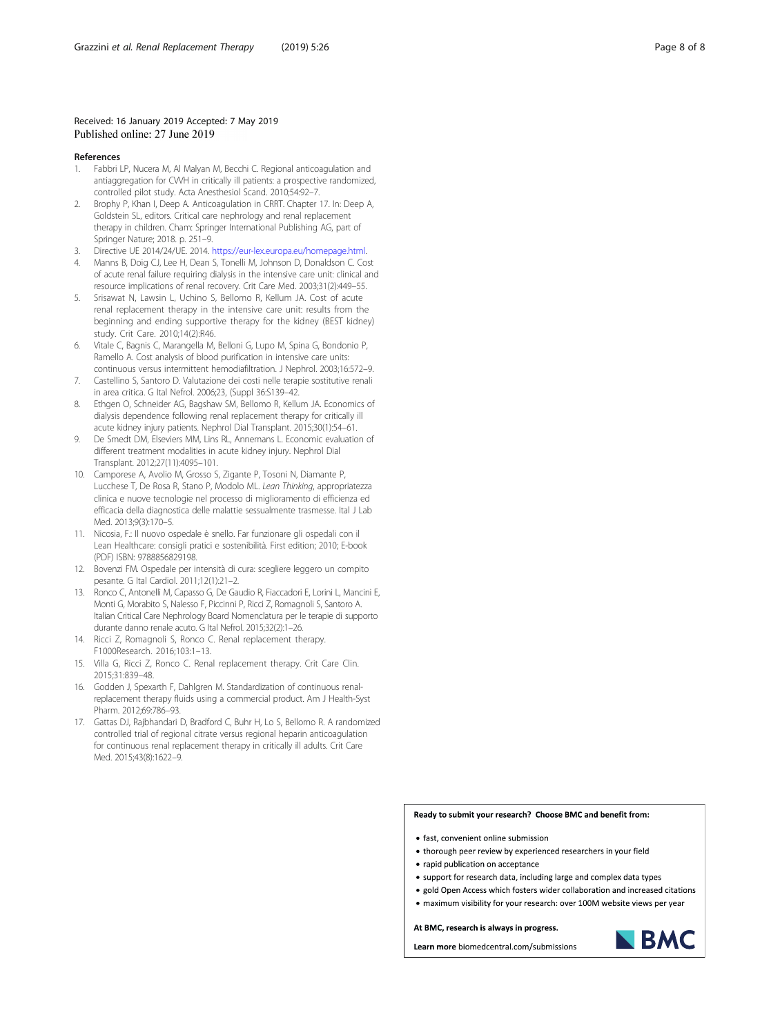Received: 16 January 2019 Accepted: 7 May 2019
Published online: 27 June 2019

## References

1. Fabbri LP, Nucera M, Al Malyan M, Becchi C. Regional anticoagulation and antiaggregation for CVVH in critically ill patients: a prospective randomized, controlled pilot study. Acta Anesthesiol Scand. 2010;54:92–7.
2. Brophy P, Khan I, Deep A. Anticoagulation in CRRT. Chapter 17. In: Deep A, Goldstein SL, editors. Critical care nephrology and renal replacement therapy in children. Cham: Springer International Publishing AG, part of Springer Nature; 2018. p. 251–9.
3. Directive UE 2014/24/UE. 2014. https://eur-lex.europa.eu/homepage.html.
4. Manns B, Doig CJ, Lee H, Dean S, Tonelli M, Johnson D, Donaldson C. Cost of acute renal failure requiring dialysis in the intensive care unit: clinical and resource implications of renal recovery. Crit Care Med. 2003;31(2):449–55.
5. Srisawat N, Lawsin L, Uchino S, Bellomo R, Kellum JA. Cost of acute renal replacement therapy in the intensive care unit: results from the beginning and ending supportive therapy for the kidney (BEST kidney) study. Crit Care. 2010;14(2):R46.
6. Vitale C, Bagnis C, Marangella M, Belloni G, Lupo M, Spina G, Bondonio P, Ramello A. Cost analysis of blood purification in intensive care units: continuous versus intermittent hemodiafiltration. J Nephrol. 2003;16:572–9.
7. Castellino S, Santoro D. Valutazione dei costi nelle terapie sostitutive renali in area critica. G Ital Nefrol. 2006;23, (Suppl 36:S139–42.
8. Ethgen O, Schneider AG, Bagshaw SM, Bellomo R, Kellum JA. Economics of dialysis dependence following renal replacement therapy for critically ill acute kidney injury patients. Nephrol Dial Transplant. 2015;30(1):54–61.
9. De Smedt DM, Elseviers MM, Lins RL, Annemans L. Economic evaluation of different treatment modalities in acute kidney injury. Nephrol Dial Transplant. 2012;27(11):4095–101.
10. Camporese A, Avolio M, Grosso S, Zigante P, Tosoni N, Diamante P, Lucchese T, De Rosa R, Stano P, Modolo ML. *Lean Thinking*, appropriatezza clinica e nuove tecnologie nel processo di miglioramento di efficienza ed efficacia della diagnostica delle malattie sessualmente trasmesse. Ital J Lab Med. 2013;9(3):170–5.
11. Nicosia, F.: Il nuovo ospedale è snello. Far funzionare gli ospedali con il Lean Healthcare: consigli pratici e sostenibilità. First edition; 2010; E-book (PDF) ISBN: 9788856829198.
12. Bovenzi FM. Ospedale per intensità di cura: scegliere leggero un compito pesante. G Ital Cardiol. 2011;12(1):21–2.
13. Ronco C, Antonelli M, Capasso G, De Gaudio R, Fiaccadori E, Lorini L, Mancini E, Monti G, Morabito S, Nalesso F, Piccinni P, Ricci Z, Romagnoli S, Santoro A. Italian Critical Care Nephrology Board Nomenclatura per le terapie di supporto durante danno renale acuto. G Ital Nefrol. 2015;32(2):1–26.
14. Ricci Z, Romagnoli S, Ronco C. Renal replacement therapy. F1000Research. 2016;103:1–13.
15. Villa G, Ricci Z, Ronco C. Renal replacement therapy. Crit Care Clin. 2015;31:839–48.
16. Godden J, Spexarth F, Dahlgren M. Standardization of continuous renal-replacement therapy fluids using a commercial product. Am J Health-Syst Pharm. 2012;69:786–93.
17. Gattas DJ, Rajbhandari D, Bradford C, Buhr H, Lo S, Bellomo R. A randomized controlled trial of regional citrate versus regional heparin anticoagulation for continuous renal replacement therapy in critically ill adults. Crit Care Med. 2015;43(8):1622–9.

**Ready to submit your research? Choose BMC and benefit from:**

- fast, convenient online submission
- thorough peer review by experienced researchers in your field
- rapid publication on acceptance
- support for research data, including large and complex data types
- gold Open Access which fosters wider collaboration and increased citations
- maximum visibility for your research: over 100M website views per year

**At BMC, research is always in progress.**

**Learn more** biomedcentral.com/submissions

BMC